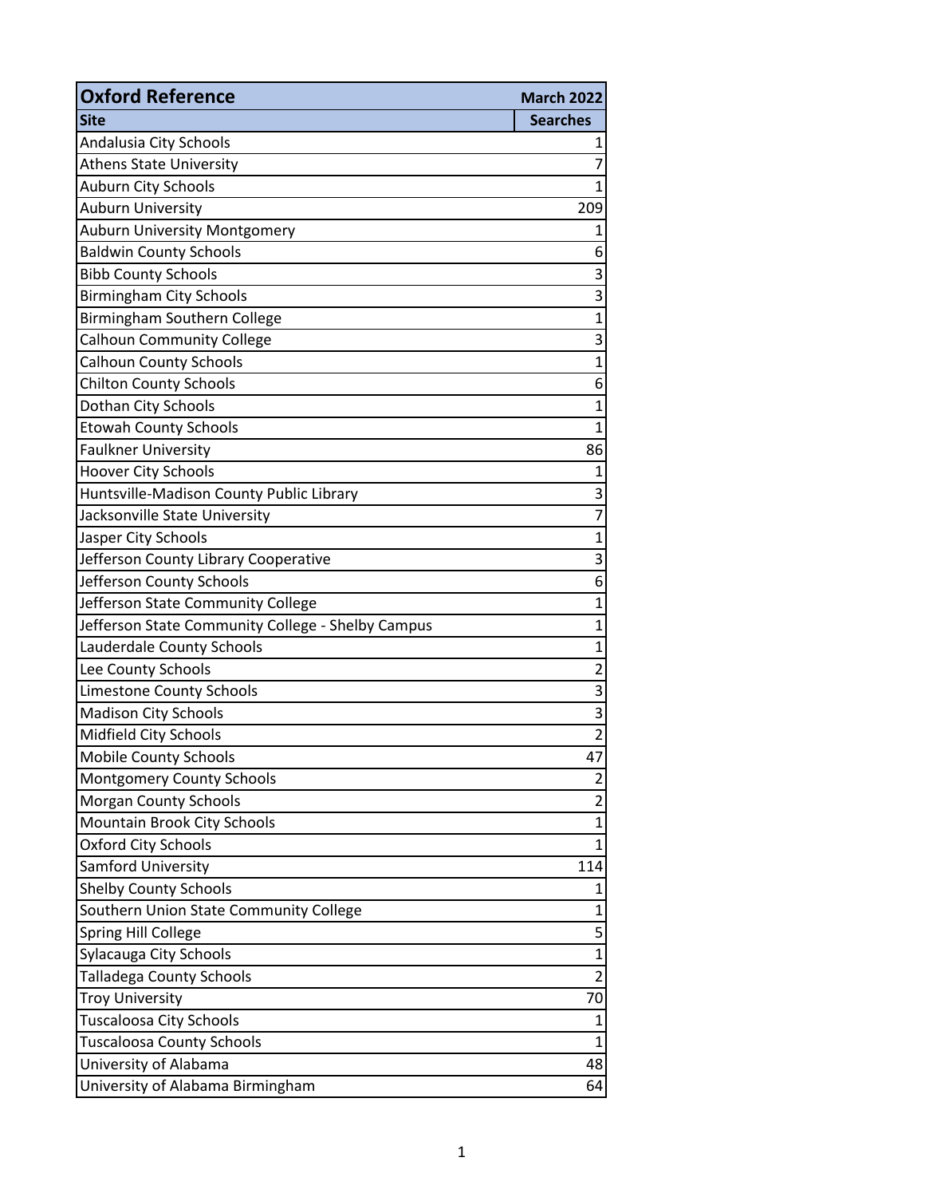| Oxford Reference | March 2022 |
|---|---|
| **Site** | **Searches** |
| Andalusia City Schools | 1 |
| Athens State University | 7 |
| Auburn City Schools | 1 |
| Auburn University | 209 |
| Auburn University Montgomery | 1 |
| Baldwin County Schools | 6 |
| Bibb County Schools | 3 |
| Birmingham City Schools | 3 |
| Birmingham Southern College | 1 |
| Calhoun Community College | 3 |
| Calhoun County Schools | 1 |
| Chilton County Schools | 6 |
| Dothan City Schools | 1 |
| Etowah County Schools | 1 |
| Faulkner University | 86 |
| Hoover City Schools | 1 |
| Huntsville-Madison County Public Library | 3 |
| Jacksonville State University | 7 |
| Jasper City Schools | 1 |
| Jefferson County Library Cooperative | 3 |
| Jefferson County Schools | 6 |
| Jefferson State Community College | 1 |
| Jefferson State Community College - Shelby Campus | 1 |
| Lauderdale County Schools | 1 |
| Lee County Schools | 2 |
| Limestone County Schools | 3 |
| Madison City Schools | 3 |
| Midfield City Schools | 2 |
| Mobile County Schools | 47 |
| Montgomery County Schools | 2 |
| Morgan County Schools | 2 |
| Mountain Brook City Schools | 1 |
| Oxford City Schools | 1 |
| Samford University | 114 |
| Shelby County Schools | 1 |
| Southern Union State Community College | 1 |
| Spring Hill College | 5 |
| Sylacauga City Schools | 1 |
| Talladega County Schools | 2 |
| Troy University | 70 |
| Tuscaloosa City Schools | 1 |
| Tuscaloosa County Schools | 1 |
| University of Alabama | 48 |
| University of Alabama Birmingham | 64 |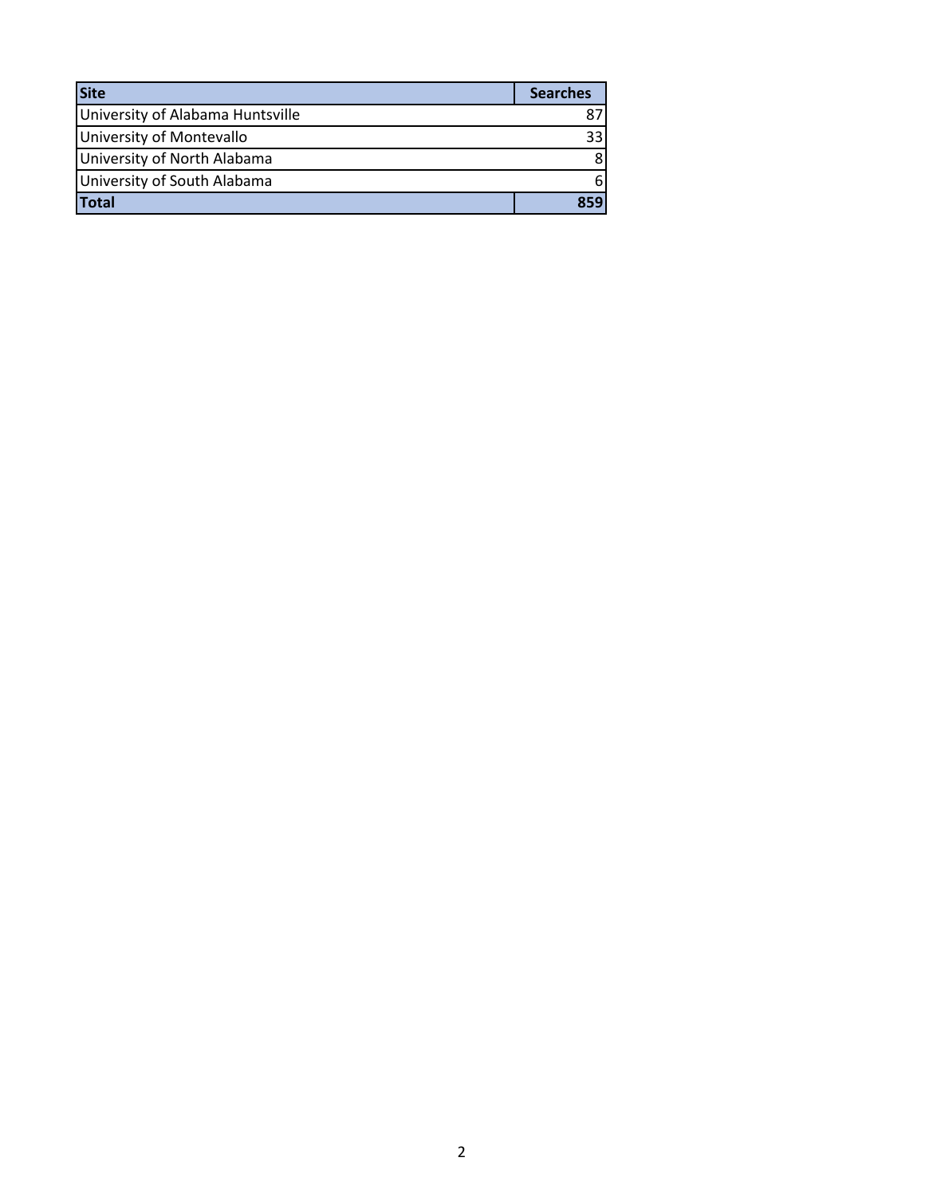| Site | Searches |
| --- | --- |
| University of Alabama Huntsville | 87 |
| University of Montevallo | 33 |
| University of North Alabama | 8 |
| University of South Alabama | 6 |
| **Total** | **859** |